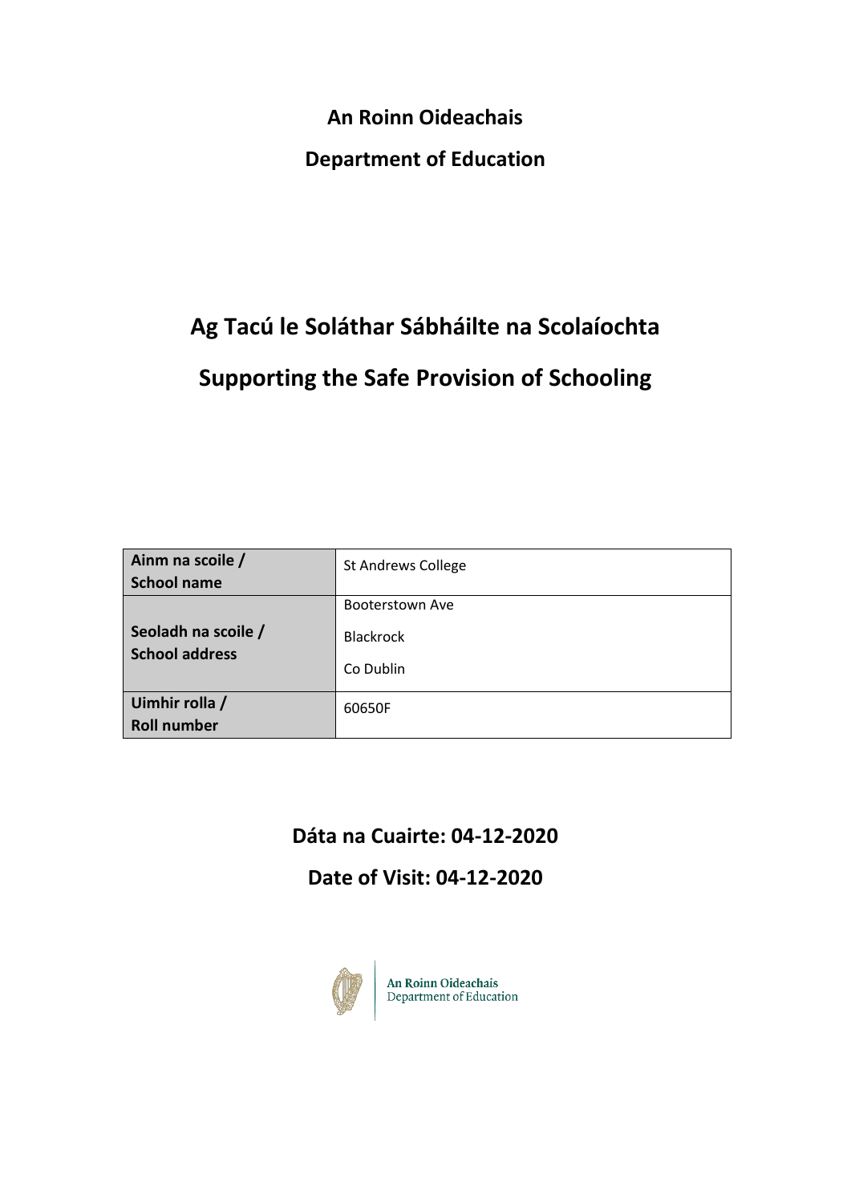**An Roinn Oideachais**

**Department of Education**

# Ag Tacú le Soláthar Sábháilte na Scolaíochta

# Supporting the Safe Provision of Schooling

| Ainm na scoile / School name | St Andrews College |
|---|---|
| Seoladh na scoile / School address | Booterstown Ave<br>Blackrock<br>Co Dublin |
| Uimhir rolla / Roll number | 60650F |

**Dáta na Cuairte: 04-12-2020**

**Date of Visit: 04-12-2020**

An Roinn Oideachais
Department of Education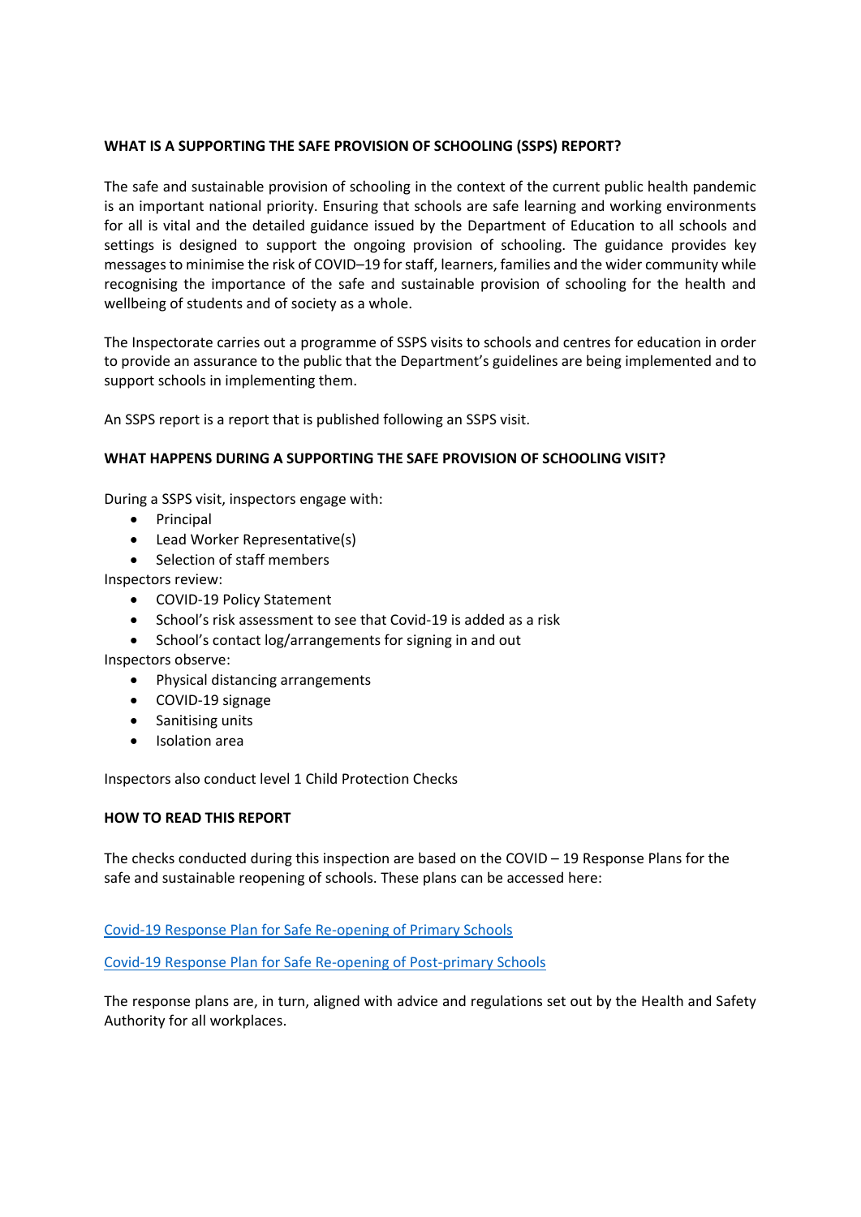## WHAT IS A SUPPORTING THE SAFE PROVISION OF SCHOOLING (SSPS) REPORT?

The safe and sustainable provision of schooling in the context of the current public health pandemic is an important national priority. Ensuring that schools are safe learning and working environments for all is vital and the detailed guidance issued by the Department of Education to all schools and settings is designed to support the ongoing provision of schooling. The guidance provides key messages to minimise the risk of COVID–19 for staff, learners, families and the wider community while recognising the importance of the safe and sustainable provision of schooling for the health and wellbeing of students and of society as a whole.

The Inspectorate carries out a programme of SSPS visits to schools and centres for education in order to provide an assurance to the public that the Department's guidelines are being implemented and to support schools in implementing them.

An SSPS report is a report that is published following an SSPS visit.

## WHAT HAPPENS DURING A SUPPORTING THE SAFE PROVISION OF SCHOOLING VISIT?

During a SSPS visit, inspectors engage with:

- Principal
- Lead Worker Representative(s)
- Selection of staff members

Inspectors review:

- COVID-19 Policy Statement
- School's risk assessment to see that Covid-19 is added as a risk
- School's contact log/arrangements for signing in and out

Inspectors observe:

- Physical distancing arrangements
- COVID-19 signage
- Sanitising units
- Isolation area

Inspectors also conduct level 1 Child Protection Checks

## HOW TO READ THIS REPORT

The checks conducted during this inspection are based on the COVID – 19 Response Plans for the safe and sustainable reopening of schools. These plans can be accessed here:

Covid-19 Response Plan for Safe Re-opening of Primary Schools

Covid-19 Response Plan for Safe Re-opening of Post-primary Schools

The response plans are, in turn, aligned with advice and regulations set out by the Health and Safety Authority for all workplaces.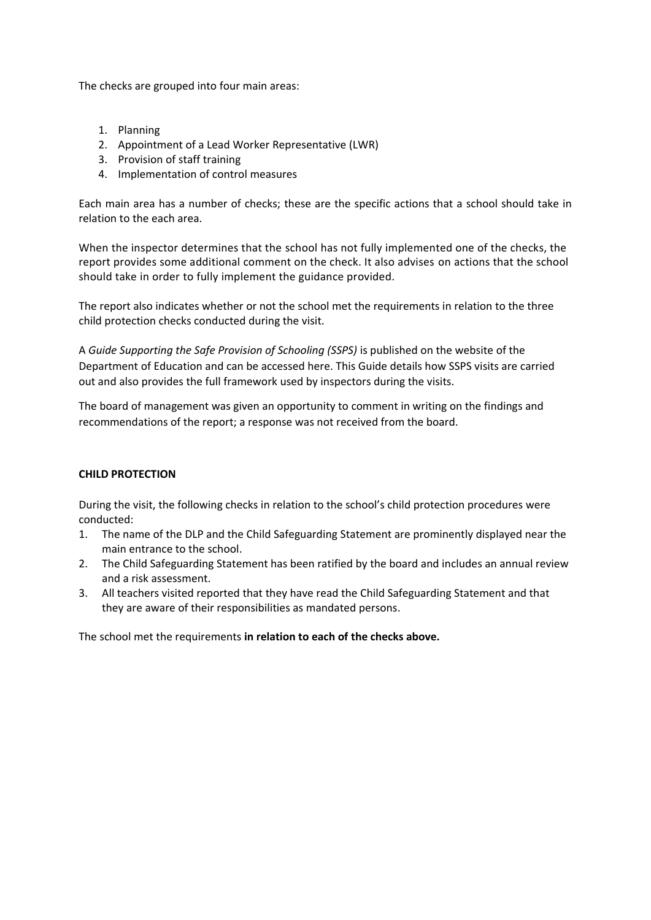The checks are grouped into four main areas:

1. Planning
2. Appointment of a Lead Worker Representative (LWR)
3. Provision of staff training
4. Implementation of control measures

Each main area has a number of checks; these are the specific actions that a school should take in relation to the each area.

When the inspector determines that the school has not fully implemented one of the checks, the report provides some additional comment on the check. It also advises on actions that the school should take in order to fully implement the guidance provided.

The report also indicates whether or not the school met the requirements in relation to the three child protection checks conducted during the visit.

A *Guide Supporting the Safe Provision of Schooling (SSPS)* is published on the website of the Department of Education and can be accessed here. This Guide details how SSPS visits are carried out and also provides the full framework used by inspectors during the visits.

The board of management was given an opportunity to comment in writing on the findings and recommendations of the report; a response was not received from the board.

**CHILD PROTECTION**

During the visit, the following checks in relation to the school's child protection procedures were conducted:

1. The name of the DLP and the Child Safeguarding Statement are prominently displayed near the main entrance to the school.
2. The Child Safeguarding Statement has been ratified by the board and includes an annual review and a risk assessment.
3. All teachers visited reported that they have read the Child Safeguarding Statement and that they are aware of their responsibilities as mandated persons.

The school met the requirements **in relation to each of the checks above.**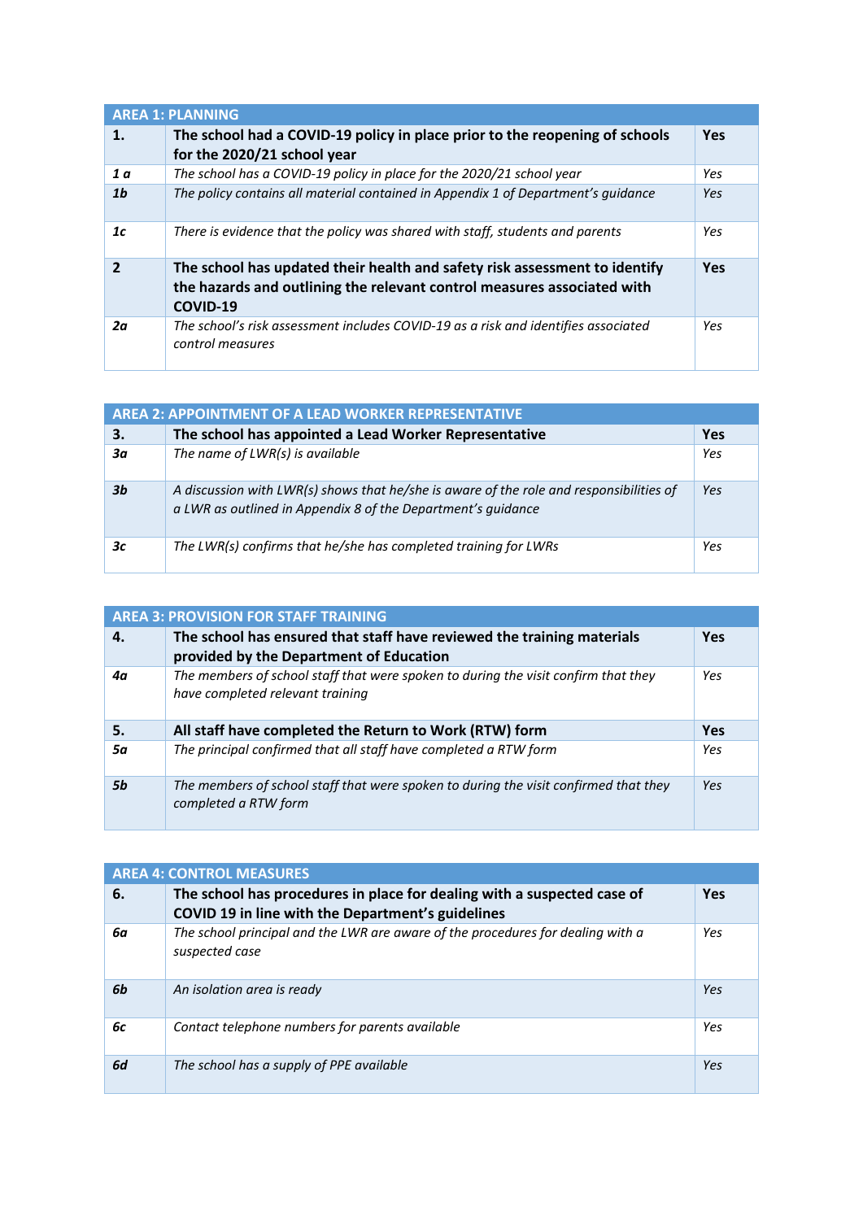| AREA 1: PLANNING | | |
|---|---|---|
| **1.** | **The school had a COVID-19 policy in place prior to the reopening of schools for the 2020/21 school year** | **Yes** |
| ***1 a*** | *The school has a COVID-19 policy in place for the 2020/21 school year* | *Yes* |
| ***1b*** | *The policy contains all material contained in Appendix 1 of Department's guidance* | *Yes* |
| ***1c*** | *There is evidence that the policy was shared with staff, students and parents* | *Yes* |
| **2** | **The school has updated their health and safety risk assessment to identify the hazards and outlining the relevant control measures associated with COVID-19** | **Yes** |
| ***2a*** | *The school's risk assessment includes COVID-19 as a risk and identifies associated control measures* | *Yes* |

| AREA 2: APPOINTMENT OF A LEAD WORKER REPRESENTATIVE | | |
|---|---|---|
| **3.** | **The school has appointed a Lead Worker Representative** | **Yes** |
| ***3a*** | *The name of LWR(s) is available* | *Yes* |
| ***3b*** | *A discussion with LWR(s) shows that he/she is aware of the role and responsibilities of a LWR as outlined in Appendix 8 of the Department's guidance* | *Yes* |
| ***3c*** | *The LWR(s) confirms that he/she has completed training for LWRs* | *Yes* |

| AREA 3: PROVISION FOR STAFF TRAINING | | |
|---|---|---|
| **4.** | **The school has ensured that staff have reviewed the training materials provided by the Department of Education** | **Yes** |
| ***4a*** | *The members of school staff that were spoken to during the visit confirm that they have completed relevant training* | *Yes* |
| **5.** | **All staff have completed the Return to Work (RTW) form** | **Yes** |
| ***5a*** | *The principal confirmed that all staff have completed a RTW form* | *Yes* |
| ***5b*** | *The members of school staff that were spoken to during the visit confirmed that they completed a RTW form* | *Yes* |

| AREA 4: CONTROL MEASURES | | |
|---|---|---|
| **6.** | **The school has procedures in place for dealing with a suspected case of COVID 19 in line with the Department's guidelines** | **Yes** |
| ***6a*** | *The school principal and the LWR are aware of the procedures for dealing with a suspected case* | *Yes* |
| ***6b*** | *An isolation area is ready* | *Yes* |
| ***6c*** | *Contact telephone numbers for parents available* | *Yes* |
| ***6d*** | *The school has a supply of PPE available* | *Yes* |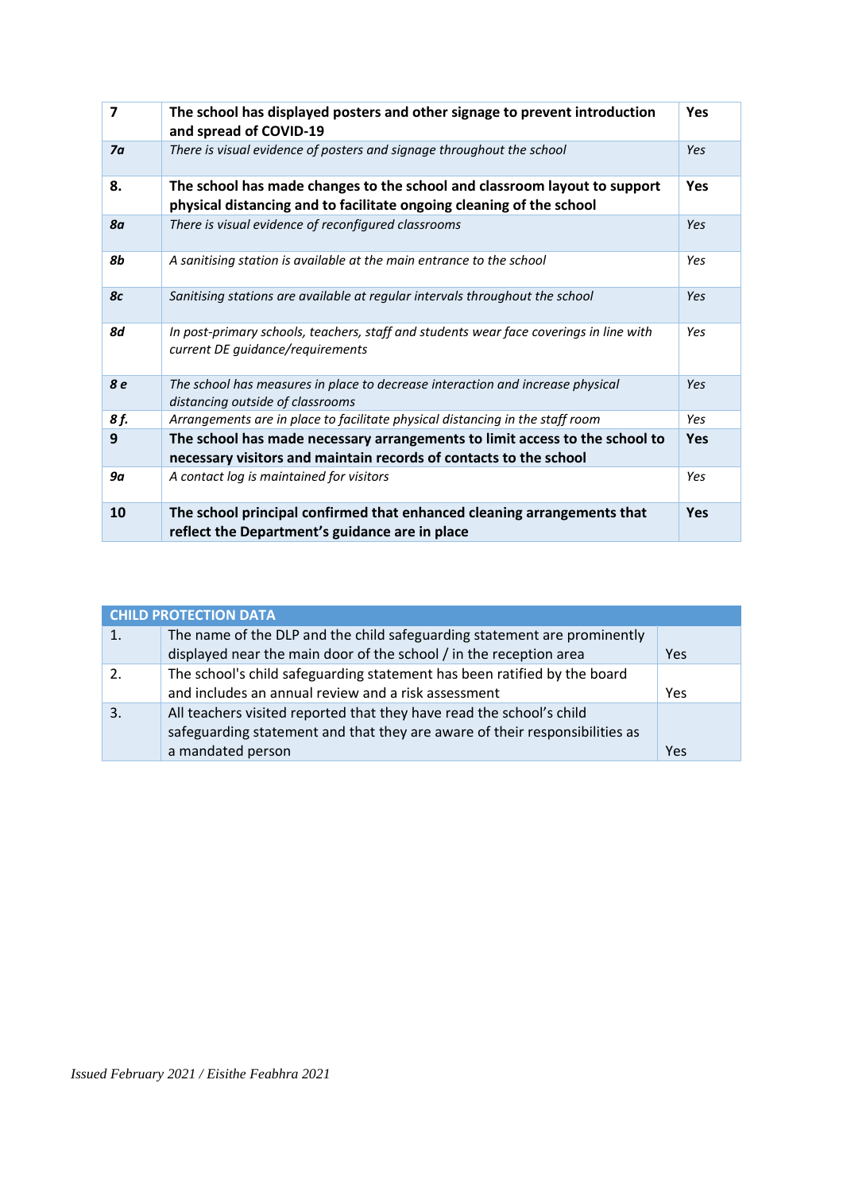| | | |
|---|---|---|
| **7** | **The school has displayed posters and other signage to prevent introduction and spread of COVID-19** | **Yes** |
| ***7a*** | *There is visual evidence of posters and signage throughout the school* | *Yes* |
| **8.** | **The school has made changes to the school and classroom layout to support physical distancing and to facilitate ongoing cleaning of the school** | **Yes** |
| ***8a*** | *There is visual evidence of reconfigured classrooms* | *Yes* |
| ***8b*** | *A sanitising station is available at the main entrance to the school* | *Yes* |
| ***8c*** | *Sanitising stations are available at regular intervals throughout the school* | *Yes* |
| ***8d*** | *In post-primary schools, teachers, staff and students wear face coverings in line with current DE guidance/requirements* | *Yes* |
| ***8 e*** | *The school has measures in place to decrease interaction and increase physical distancing outside of classrooms* | *Yes* |
| ***8 f.*** | *Arrangements are in place to facilitate physical distancing in the staff room* | *Yes* |
| **9** | **The school has made necessary arrangements to limit access to the school to necessary visitors and maintain records of contacts to the school** | **Yes** |
| ***9a*** | *A contact log is maintained for visitors* | *Yes* |
| **10** | **The school principal confirmed that enhanced cleaning arrangements that reflect the Department's guidance are in place** | **Yes** |

| **CHILD PROTECTION DATA** | | |
|---|---|---|
| 1. | The name of the DLP and the child safeguarding statement are prominently displayed near the main door of the school / in the reception area | Yes |
| 2. | The school's child safeguarding statement has been ratified by the board and includes an annual review and a risk assessment | Yes |
| 3. | All teachers visited reported that they have read the school's child safeguarding statement and that they are aware of their responsibilities as a mandated person | Yes |

*Issued February 2021 / Eisithe Feabhra 2021*